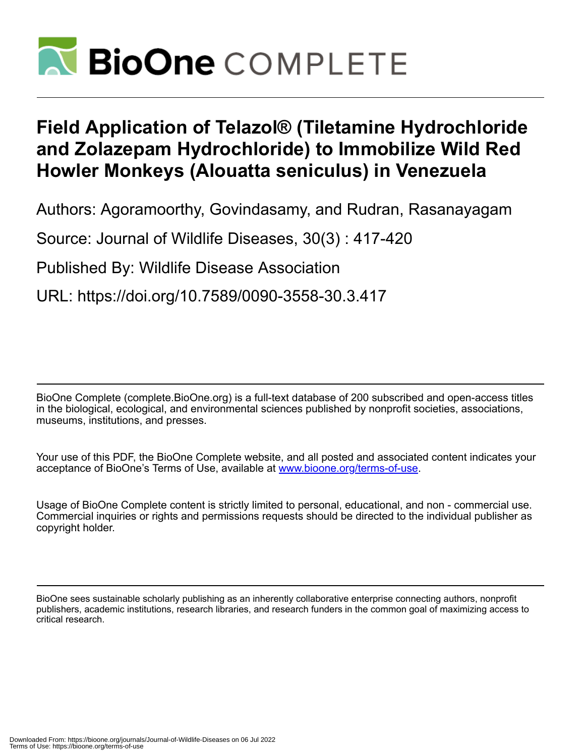# Field Application of Telazol® (Tiletamine Hydrochloride and Zolazepam Hydrochloride) to Immobilize Wild Red Howler Monkeys (Alouatta seniculus) in Venezuela

Authors: Agoramoorthy, Govindasamy, and Rudran, Rasanayagam

Source: Journal of Wildlife Diseases, 30(3) : 417-420

Published By: Wildlife Disease Association

URL: https://doi.org/10.7589/0090-3558-30.3.417

---

BioOne Complete (complete.BioOne.org) is a full-text database of 200 subscribed and open-access titles in the biological, ecological, and environmental sciences published by nonprofit societies, associations, museums, institutions, and presses.

Your use of this PDF, the BioOne Complete website, and all posted and associated content indicates your acceptance of BioOne's Terms of Use, available at www.bioone.org/terms-of-use.

Usage of BioOne Complete content is strictly limited to personal, educational, and non - commercial use. Commercial inquiries or rights and permissions requests should be directed to the individual publisher as copyright holder.

---

BioOne sees sustainable scholarly publishing as an inherently collaborative enterprise connecting authors, nonprofit publishers, academic institutions, research libraries, and research funders in the common goal of maximizing access to critical research.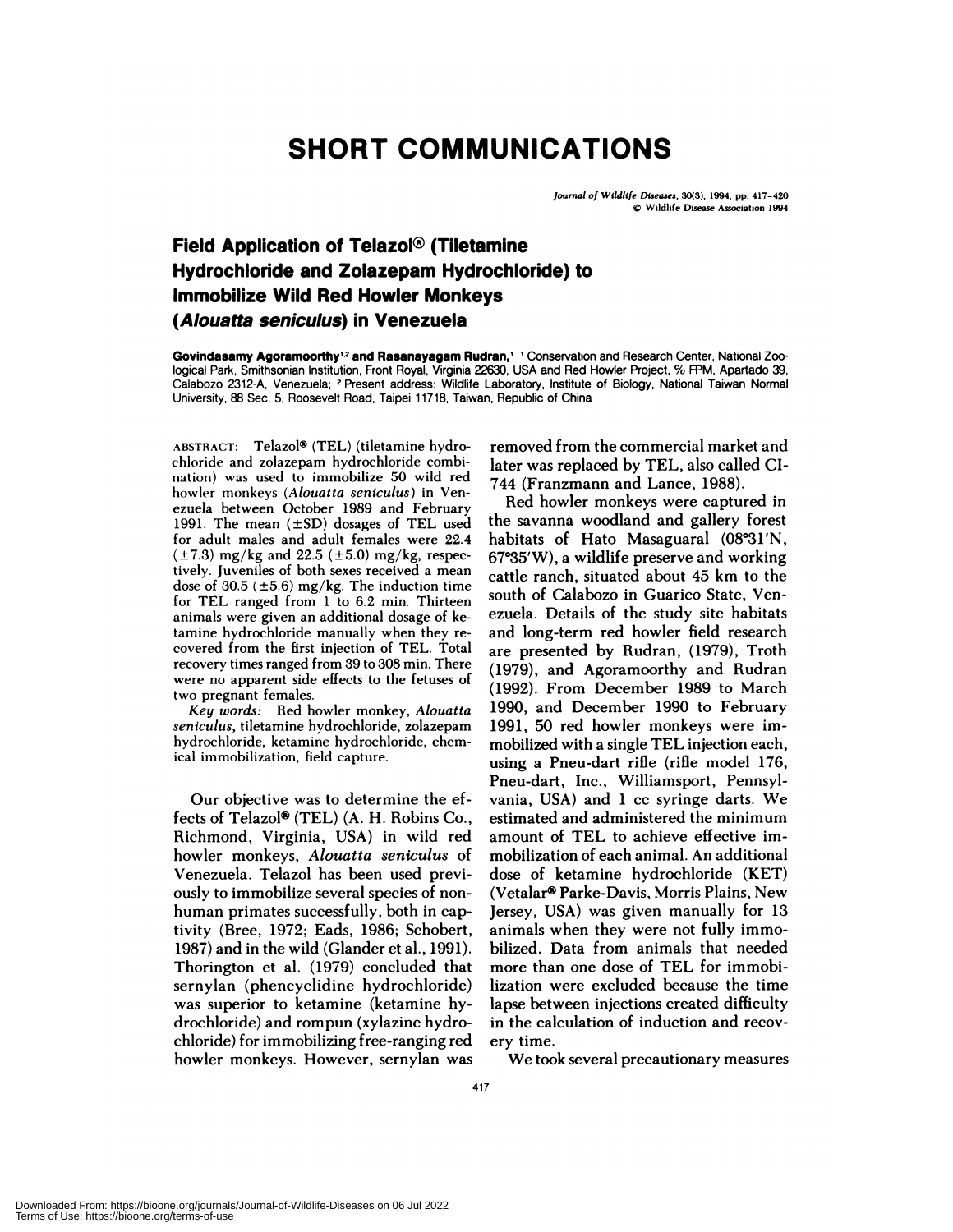# SHORT COMMUNICATIONS

## Field Application of Telazol® (Tiletamine Hydrochloride and Zolazepam Hydrochloride) to Immobilize Wild Red Howler Monkeys (*Alouatta seniculus*) in Venezuela

**Govindasamy Agoramoorthy[1,2] and Rasanayagam Rudran,[1]** [1] Conservation and Research Center, National Zoological Park, Smithsonian Institution, Front Royal, Virginia 22630, USA and Red Howler Project, % FPM, Apartado 39, Calabozo 2312-A, Venezuela; [2] Present address: Wildlife Laboratory, Institute of Biology, National Taiwan Normal University, 88 Sec. 5, Roosevelt Road, Taipei 11718, Taiwan, Republic of China

ABSTRACT: Telazol® (TEL) (tiletamine hydrochloride and zolazepam hydrochloride combination) was used to immobilize 50 wild red howler monkeys (*Alouatta seniculus*) in Venezuela between October 1989 and February 1991. The mean (±SD) dosages of TEL used for adult males and adult females were 22.4 (±7.3) mg/kg and 22.5 (±5.0) mg/kg, respectively. Juveniles of both sexes received a mean dose of 30.5 (±5.6) mg/kg. The induction time for TEL ranged from 1 to 6.2 min. Thirteen animals were given an additional dosage of ketamine hydrochloride manually when they recovered from the first injection of TEL. Total recovery times ranged from 39 to 308 min. There were no apparent side effects to the fetuses of two pregnant females.

*Key words:* Red howler monkey, *Alouatta seniculus*, tiletamine hydrochloride, zolazepam hydrochloride, ketamine hydrochloride, chemical immobilization, field capture.

Our objective was to determine the effects of Telazol® (TEL) (A. H. Robins Co., Richmond, Virginia, USA) in wild red howler monkeys, *Alouatta seniculus* of Venezuela. Telazol has been used previously to immobilize several species of nonhuman primates successfully, both in captivity (Bree, 1972; Eads, 1986; Schobert, 1987) and in the wild (Glander et al., 1991). Thorington et al. (1979) concluded that sernylan (phencyclidine hydrochloride) was superior to ketamine (ketamine hydrochloride) and rompun (xylazine hydrochloride) for immobilizing free-ranging red howler monkeys. However, sernylan was removed from the commercial market and later was replaced by TEL, also called CI-744 (Franzmann and Lance, 1988).

Red howler monkeys were captured in the savanna woodland and gallery forest habitats of Hato Masaguaral (08°31′N, 67°35′W), a wildlife preserve and working cattle ranch, situated about 45 km to the south of Calabozo in Guarico State, Venezuela. Details of the study site habitats and long-term red howler field research are presented by Rudran, (1979), Troth (1979), and Agoramoorthy and Rudran (1992). From December 1989 to March 1990, and December 1990 to February 1991, 50 red howler monkeys were immobilized with a single TEL injection each, using a Pneu-dart rifle (rifle model 176, Pneu-dart, Inc., Williamsport, Pennsylvania, USA) and 1 cc syringe darts. We estimated and administered the minimum amount of TEL to achieve effective immobilization of each animal. An additional dose of ketamine hydrochloride (KET) (Vetalar® Parke-Davis, Morris Plains, New Jersey, USA) was given manually for 13 animals when they were not fully immobilized. Data from animals that needed more than one dose of TEL for immobilization were excluded because the time lapse between injections created difficulty in the calculation of induction and recovery time.

We took several precautionary measures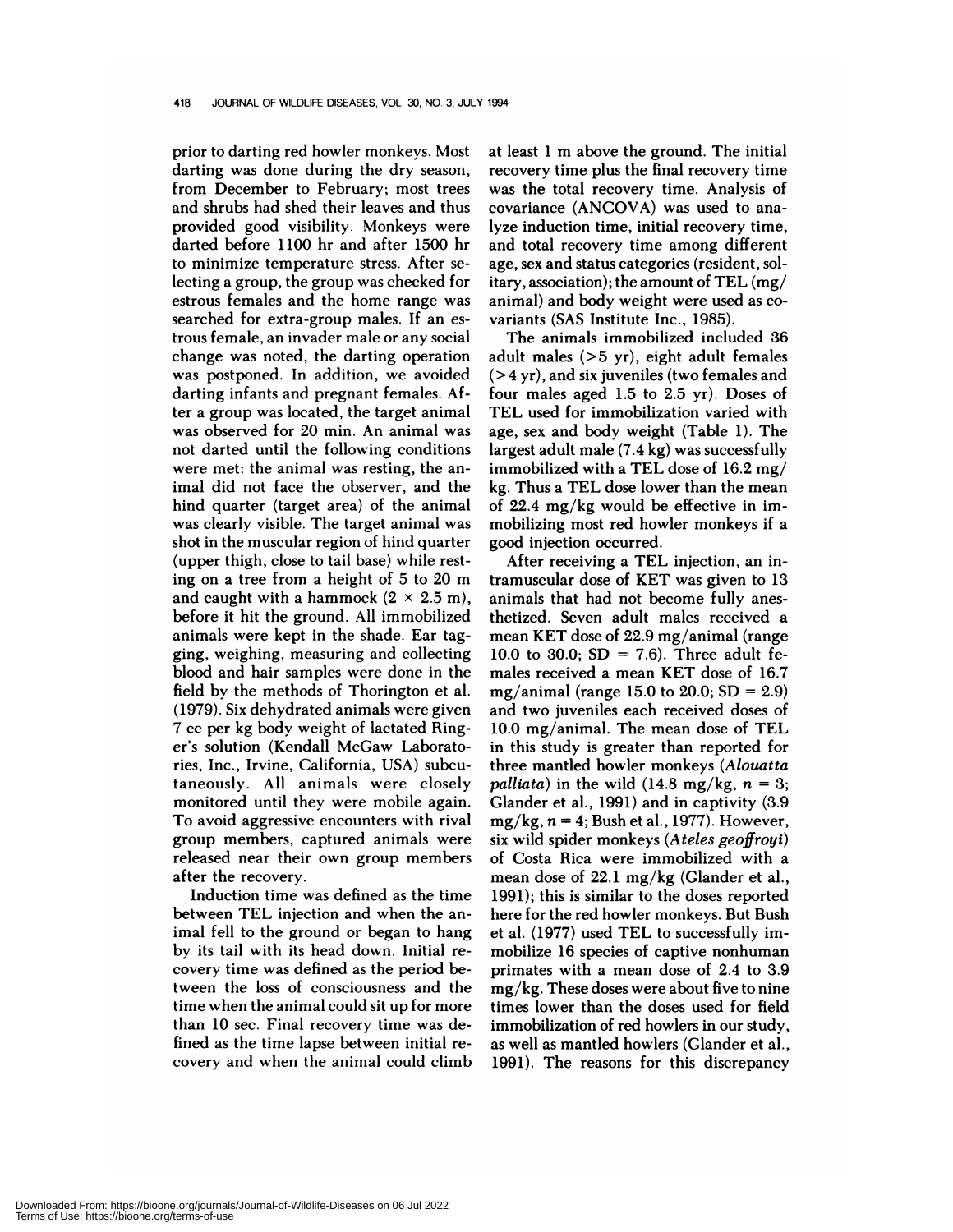prior to darting red howler monkeys. Most darting was done during the dry season, from December to February; most trees and shrubs had shed their leaves and thus provided good visibility. Monkeys were darted before 1100 hr and after 1500 hr to minimize temperature stress. After selecting a group, the group was checked for estrous females and the home range was searched for extra-group males. If an estrous female, an invader male or any social change was noted, the darting operation was postponed. In addition, we avoided darting infants and pregnant females. After a group was located, the target animal was observed for 20 min. An animal was not darted until the following conditions were met: the animal was resting, the animal did not face the observer, and the hind quarter (target area) of the animal was clearly visible. The target animal was shot in the muscular region of hind quarter (upper thigh, close to tail base) while resting on a tree from a height of 5 to 20 m and caught with a hammock (2 × 2.5 m), before it hit the ground. All immobilized animals were kept in the shade. Ear tagging, weighing, measuring and collecting blood and hair samples were done in the field by the methods of Thorington et al. (1979). Six dehydrated animals were given 7 cc per kg body weight of lactated Ringer's solution (Kendall McGaw Laboratories, Inc., Irvine, California, USA) subcutaneously. All animals were closely monitored until they were mobile again. To avoid aggressive encounters with rival group members, captured animals were released near their own group members after the recovery.

Induction time was defined as the time between TEL injection and when the animal fell to the ground or began to hang by its tail with its head down. Initial recovery time was defined as the period between the loss of consciousness and the time when the animal could sit up for more than 10 sec. Final recovery time was defined as the time lapse between initial recovery and when the animal could climb at least 1 m above the ground. The initial recovery time plus the final recovery time was the total recovery time. Analysis of covariance (ANCOVA) was used to analyze induction time, initial recovery time, and total recovery time among different age, sex and status categories (resident, solitary, association); the amount of TEL (mg/animal) and body weight were used as covariants (SAS Institute Inc., 1985).

The animals immobilized included 36 adult males (>5 yr), eight adult females (>4 yr), and six juveniles (two females and four males aged 1.5 to 2.5 yr). Doses of TEL used for immobilization varied with age, sex and body weight (Table 1). The largest adult male (7.4 kg) was successfully immobilized with a TEL dose of 16.2 mg/kg. Thus a TEL dose lower than the mean of 22.4 mg/kg would be effective in immobilizing most red howler monkeys if a good injection occurred.

After receiving a TEL injection, an intramuscular dose of KET was given to 13 animals that had not become fully anesthetized. Seven adult males received a mean KET dose of 22.9 mg/animal (range 10.0 to 30.0; SD = 7.6). Three adult females received a mean KET dose of 16.7 mg/animal (range 15.0 to 20.0; SD = 2.9) and two juveniles each received doses of 10.0 mg/animal. The mean dose of TEL in this study is greater than reported for three mantled howler monkeys (*Alouatta palliata*) in the wild (14.8 mg/kg, $n = 3$; Glander et al., 1991) and in captivity (3.9 mg/kg, $n = 4$; Bush et al., 1977). However, six wild spider monkeys (*Ateles geoffroyi*) of Costa Rica were immobilized with a mean dose of 22.1 mg/kg (Glander et al., 1991); this is similar to the doses reported here for the red howler monkeys. But Bush et al. (1977) used TEL to successfully immobilize 16 species of captive nonhuman primates with a mean dose of 2.4 to 3.9 mg/kg. These doses were about five to nine times lower than the doses used for field immobilization of red howlers in our study, as well as mantled howlers (Glander et al., 1991). The reasons for this discrepancy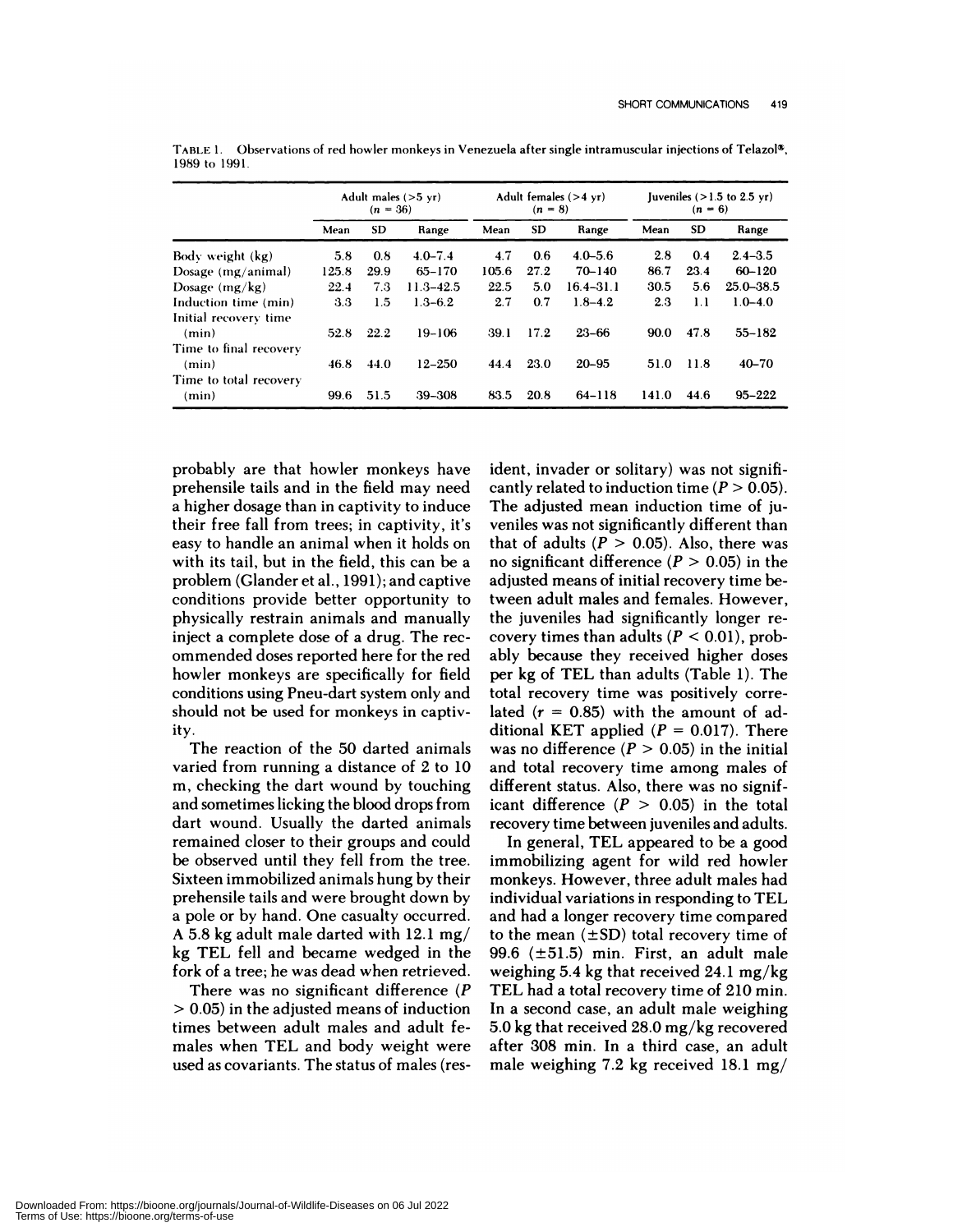TABLE 1. Observations of red howler monkeys in Venezuela after single intramuscular injections of Telazol®, 1989 to 1991.

| | Adult males (>5 yr) (n = 36) | | | Adult females (>4 yr) (n = 8) | | | Juveniles (>1.5 to 2.5 yr) (n = 6) | | |
|---|---|---|---|---|---|---|---|---|---|
| | Mean | SD | Range | Mean | SD | Range | Mean | SD | Range |
| Body weight (kg) | 5.8 | 0.8 | 4.0–7.4 | 4.7 | 0.6 | 4.0–5.6 | 2.8 | 0.4 | 2.4–3.5 |
| Dosage (mg/animal) | 125.8 | 29.9 | 65–170 | 105.6 | 27.2 | 70–140 | 86.7 | 23.4 | 60–120 |
| Dosage (mg/kg) | 22.4 | 7.3 | 11.3–42.5 | 22.5 | 5.0 | 16.4–31.1 | 30.5 | 5.6 | 25.0–38.5 |
| Induction time (min) | 3.3 | 1.5 | 1.3–6.2 | 2.7 | 0.7 | 1.8–4.2 | 2.3 | 1.1 | 1.0–4.0 |
| Initial recovery time (min) | 52.8 | 22.2 | 19–106 | 39.1 | 17.2 | 23–66 | 90.0 | 47.8 | 55–182 |
| Time to final recovery (min) | 46.8 | 44.0 | 12–250 | 44.4 | 23.0 | 20–95 | 51.0 | 11.8 | 40–70 |
| Time to total recovery (min) | 99.6 | 51.5 | 39–308 | 83.5 | 20.8 | 64–118 | 141.0 | 44.6 | 95–222 |

probably are that howler monkeys have prehensile tails and in the field may need a higher dosage than in captivity to induce their free fall from trees; in captivity, it's easy to handle an animal when it holds on with its tail, but in the field, this can be a problem (Glander et al., 1991); and captive conditions provide better opportunity to physically restrain animals and manually inject a complete dose of a drug. The recommended doses reported here for the red howler monkeys are specifically for field conditions using Pneu-dart system only and should not be used for monkeys in captivity.

The reaction of the 50 darted animals varied from running a distance of 2 to 10 m, checking the dart wound by touching and sometimes licking the blood drops from dart wound. Usually the darted animals remained closer to their groups and could be observed until they fell from the tree. Sixteen immobilized animals hung by their prehensile tails and were brought down by a pole or by hand. One casualty occurred. A 5.8 kg adult male darted with 12.1 mg/kg TEL fell and became wedged in the fork of a tree; he was dead when retrieved.

There was no significant difference ($P > 0.05$) in the adjusted means of induction times between adult males and adult females when TEL and body weight were used as covariants. The status of males (resident, invader or solitary) was not significantly related to induction time ($P > 0.05$). The adjusted mean induction time of juveniles was not significantly different than that of adults ($P > 0.05$). Also, there was no significant difference ($P > 0.05$) in the adjusted means of initial recovery time between adult males and females. However, the juveniles had significantly longer recovery times than adults ($P < 0.01$), probably because they received higher doses per kg of TEL than adults (Table 1). The total recovery time was positively correlated ($r = 0.85$) with the amount of additional KET applied ($P = 0.017$). There was no difference ($P > 0.05$) in the initial and total recovery time among males of different status. Also, there was no significant difference ($P > 0.05$) in the total recovery time between juveniles and adults.

In general, TEL appeared to be a good immobilizing agent for wild red howler monkeys. However, three adult males had individual variations in responding to TEL and had a longer recovery time compared to the mean (±SD) total recovery time of 99.6 (±51.5) min. First, an adult male weighing 5.4 kg that received 24.1 mg/kg TEL had a total recovery time of 210 min. In a second case, an adult male weighing 5.0 kg that received 28.0 mg/kg recovered after 308 min. In a third case, an adult male weighing 7.2 kg received 18.1 mg/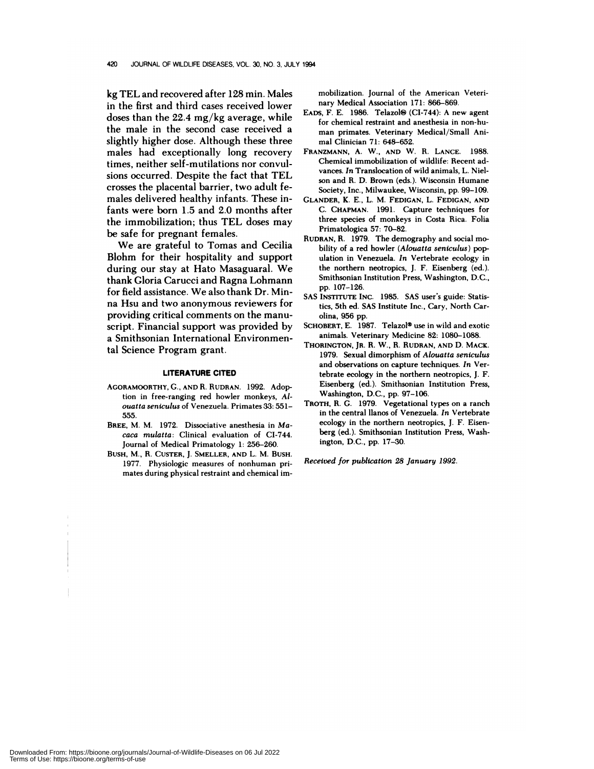kg TEL and recovered after 128 min. Males in the first and third cases received lower doses than the 22.4 mg/kg average, while the male in the second case received a slightly higher dose. Although these three males had exceptionally long recovery times, neither self-mutilations nor convulsions occurred. Despite the fact that TEL crosses the placental barrier, two adult females delivered healthy infants. These infants were born 1.5 and 2.0 months after the immobilization; thus TEL doses may be safe for pregnant females.

We are grateful to Tomas and Cecilia Blohm for their hospitality and support during our stay at Hato Masaguaral. We thank Gloria Carucci and Ragna Lohmann for field assistance. We also thank Dr. Minna Hsu and two anonymous reviewers for providing critical comments on the manuscript. Financial support was provided by a Smithsonian International Environmental Science Program grant.

## LITERATURE CITED

AGORAMOORTHY, G., AND R. RUDRAN. 1992. Adoption in free-ranging red howler monkeys, *Alouatta seniculus* of Venezuela. Primates 33: 551–555.

BREE, M. M. 1972. Dissociative anesthesia in *Macaca mulatta*: Clinical evaluation of CI-744. Journal of Medical Primatology 1: 256–260.

BUSH, M., R. CUSTER, J. SMELLER, AND L. M. BUSH. 1977. Physiologic measures of nonhuman primates during physical restraint and chemical immobilization. Journal of the American Veterinary Medical Association 171: 866–869.

EADS, F. E. 1986. Telazol® (CI-744): A new agent for chemical restraint and anesthesia in non-human primates. Veterinary Medical/Small Animal Clinician 71: 648–652.

FRANZMANN, A. W., AND W. R. LANCE. 1988. Chemical immobilization of wildlife: Recent advances. *In* Translocation of wild animals, L. Nielson and R. D. Brown (eds.). Wisconsin Humane Society, Inc., Milwaukee, Wisconsin, pp. 99–109.

GLANDER, K. E., L. M. FEDIGAN, L. FEDIGAN, AND C. CHAPMAN. 1991. Capture techniques for three species of monkeys in Costa Rica. Folia Primatologica 57: 70–82.

RUDRAN, R. 1979. The demography and social mobility of a red howler (*Alouatta seniculus*) population in Venezuela. *In* Vertebrate ecology in the northern neotropics, J. F. Eisenberg (ed.). Smithsonian Institution Press, Washington, D.C., pp. 107–126.

SAS INSTITUTE INC. 1985. SAS user's guide: Statistics, 5th ed. SAS Institute Inc., Cary, North Carolina, 956 pp.

SCHOBERT, E. 1987. Telazol® use in wild and exotic animals. Veterinary Medicine 82: 1080–1088.

THORINGTON, JR. R. W., R. RUDRAN, AND D. MACK. 1979. Sexual dimorphism of *Alouatta seniculus* and observations on capture techniques. *In* Vertebrate ecology in the northern neotropics, J. F. Eisenberg (ed.). Smithsonian Institution Press, Washington, D.C., pp. 97–106.

TROTH, R. G. 1979. Vegetational types on a ranch in the central llanos of Venezuela. *In* Vertebrate ecology in the northern neotropics, J. F. Eisenberg (ed.). Smithsonian Institution Press, Washington, D.C., pp. 17–30.

*Received for publication 28 January 1992.*